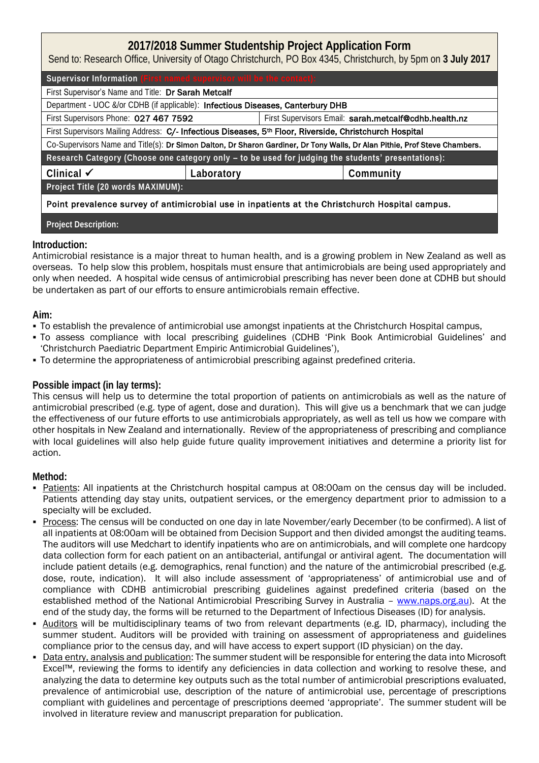# 2017/2018 Summer Studentship Project Application Form

Send to: Research Office, University of Otago Christchurch, PO Box 4345, Christchurch, by 5pm on **3 July 2017**

| **Supervisor Information** (First named supervisor will be the contact): | | |
|---|---|---|
| First Supervisor's Name and Title: **Dr Sarah Metcalf** | | |
| Department - UOC &/or CDHB (if applicable): **Infectious Diseases, Canterbury DHB** | | |
| First Supervisors Phone: **027 467 7592** | First Supervisors Email: **sarah.metcalf@cdhb.health.nz** | |
| First Supervisors Mailing Address: **C/- Infectious Diseases, 5th Floor, Riverside, Christchurch Hospital** | | |
| Co-Supervisors Name and Title(s): **Dr Simon Dalton, Dr Sharon Gardiner, Dr Tony Walls, Dr Alan Pithie, Prof Steve Chambers.** | | |
| **Research Category (Choose one category only – to be used for judging the students' presentations):** | | |
| **Clinical ✓** | **Laboratory** | **Community** |
| **Project Title (20 words MAXIMUM):** | | |
| **Point prevalence survey of antimicrobial use in inpatients at the Christchurch Hospital campus.** | | |
| **Project Description:** | | |

## Introduction:

Antimicrobial resistance is a major threat to human health, and is a growing problem in New Zealand as well as overseas. To help slow this problem, hospitals must ensure that antimicrobials are being used appropriately and only when needed. A hospital wide census of antimicrobial prescribing has never been done at CDHB but should be undertaken as part of our efforts to ensure antimicrobials remain effective.

## Aim:

- To establish the prevalence of antimicrobial use amongst inpatients at the Christchurch Hospital campus,
- To assess compliance with local prescribing guidelines (CDHB 'Pink Book Antimicrobial Guidelines' and 'Christchurch Paediatric Department Empiric Antimicrobial Guidelines'),
- To determine the appropriateness of antimicrobial prescribing against predefined criteria.

## Possible impact (in lay terms):

This census will help us to determine the total proportion of patients on antimicrobials as well as the nature of antimicrobial prescribed (e.g. type of agent, dose and duration). This will give us a benchmark that we can judge the effectiveness of our future efforts to use antimicrobials appropriately, as well as tell us how we compare with other hospitals in New Zealand and internationally. Review of the appropriateness of prescribing and compliance with local guidelines will also help guide future quality improvement initiatives and determine a priority list for action.

## Method:

- Patients: All inpatients at the Christchurch hospital campus at 08:00am on the census day will be included. Patients attending day stay units, outpatient services, or the emergency department prior to admission to a specialty will be excluded.
- Process: The census will be conducted on one day in late November/early December (to be confirmed). A list of all inpatients at 08:00am will be obtained from Decision Support and then divided amongst the auditing teams. The auditors will use Medchart to identify inpatients who are on antimicrobials, and will complete one hardcopy data collection form for each patient on an antibacterial, antifungal or antiviral agent. The documentation will include patient details (e.g. demographics, renal function) and the nature of the antimicrobial prescribed (e.g. dose, route, indication). It will also include assessment of 'appropriateness' of antimicrobial use and of compliance with CDHB antimicrobial prescribing guidelines against predefined criteria (based on the established method of the National Antimicrobial Prescribing Survey in Australia – www.naps.org.au). At the end of the study day, the forms will be returned to the Department of Infectious Diseases (ID) for analysis.
- Auditors will be multidisciplinary teams of two from relevant departments (e.g. ID, pharmacy), including the summer student. Auditors will be provided with training on assessment of appropriateness and guidelines compliance prior to the census day, and will have access to expert support (ID physician) on the day.
- Data entry, analysis and publication: The summer student will be responsible for entering the data into Microsoft Excel™, reviewing the forms to identify any deficiencies in data collection and working to resolve these, and analyzing the data to determine key outputs such as the total number of antimicrobial prescriptions evaluated, prevalence of antimicrobial use, description of the nature of antimicrobial use, percentage of prescriptions compliant with guidelines and percentage of prescriptions deemed 'appropriate'. The summer student will be involved in literature review and manuscript preparation for publication.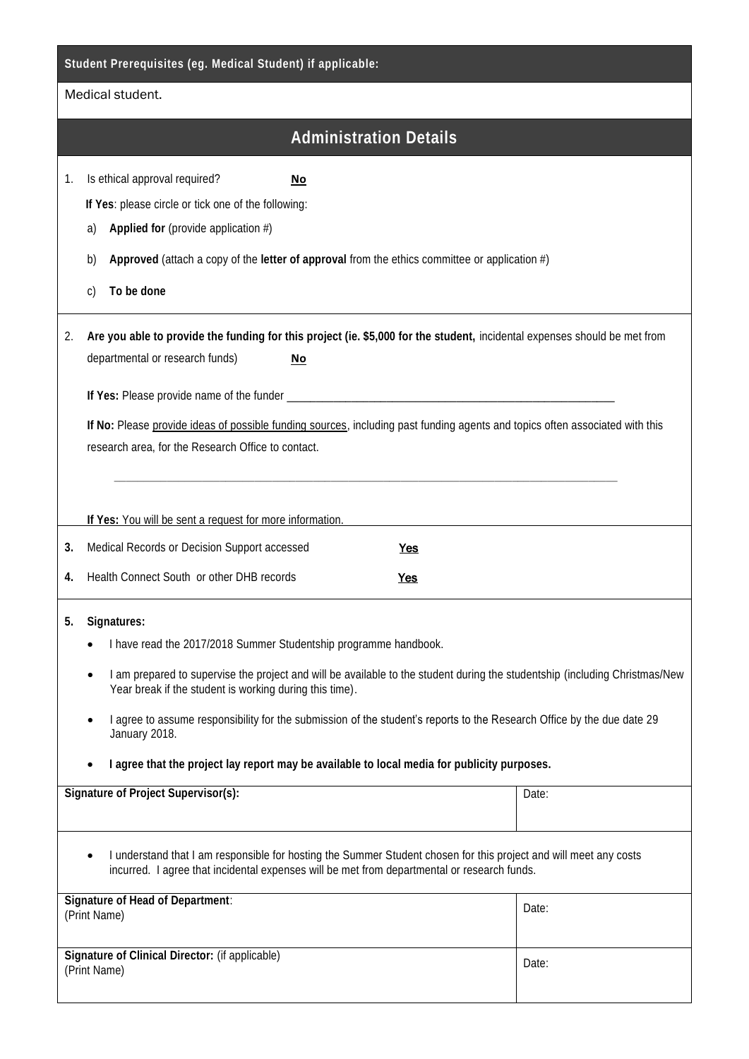**Student Prerequisites (eg. Medical Student) if applicable:**

Medical student.

## Administration Details

1. Is ethical approval required? **No**

   **If Yes**: please circle or tick one of the following:

   a) **Applied for** (provide application #)

   b) **Approved** (attach a copy of the **letter of approval** from the ethics committee or application #)

   c) **To be done**

2. **Are you able to provide the funding for this project (ie. $5,000 for the student,** incidental expenses should be met from departmental or research funds) **No**

   **If Yes:** Please provide name of the funder ______________________________

   **If No:** Please provide ideas of possible funding sources, including past funding agents and topics often associated with this research area, for the Research Office to contact.

   ______________________________

   **If Yes:** You will be sent a request for more information.

3. Medical Records or Decision Support accessed **Yes**

4. Health Connect South or other DHB records **Yes**

5. **Signatures:**

   - I have read the 2017/2018 Summer Studentship programme handbook.
   - I am prepared to supervise the project and will be available to the student during the studentship (including Christmas/New Year break if the student is working during this time).
   - I agree to assume responsibility for the submission of the student's reports to the Research Office by the due date 29 January 2018.
   - **I agree that the project lay report may be available to local media for publicity purposes.**

| | |
|---|---|
| **Signature of Project Supervisor(s):** | Date: |

- I understand that I am responsible for hosting the Summer Student chosen for this project and will meet any costs incurred. I agree that incidental expenses will be met from departmental or research funds.

| | |
|---|---|
| **Signature of Head of Department**: (Print Name) | Date: |
| **Signature of Clinical Director:** (if applicable) (Print Name) | Date: |